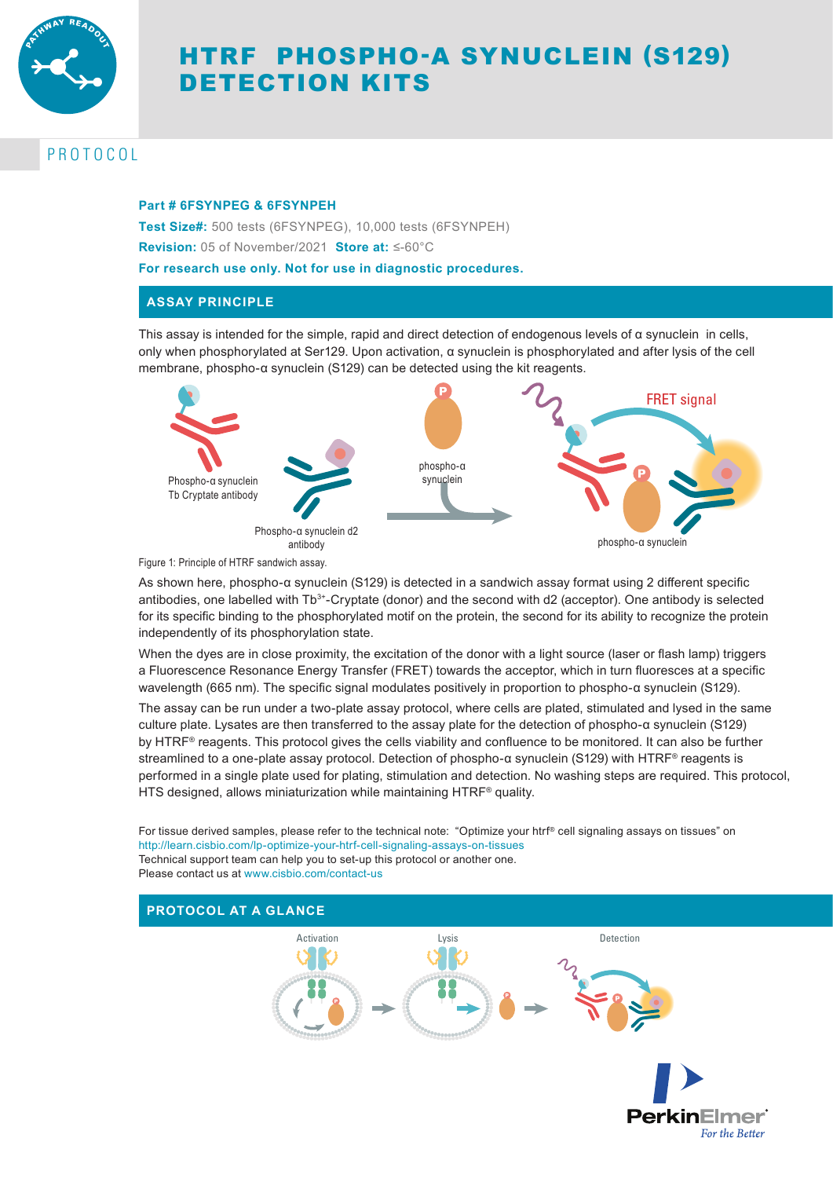# HTRF PHOSPHO-A SYNUCLEIN (S129) DETECTION KITS

PROTOCOL

**Part # 6FSYNPEG & 6FSYNPEH**

**Test Size#:** 500 tests (6FSYNPEG), 10,000 tests (6FSYNPEH)

**Revision:** 05 of November/2021 **Store at:** ≤-60°C

**For research use only. Not for use in diagnostic procedures.**

## ASSAY PRINCIPLE

This assay is intended for the simple, rapid and direct detection of endogenous levels of α synuclein in cells, only when phosphorylated at Ser129. Upon activation, α synuclein is phosphorylated and after lysis of the cell membrane, phospho-α synuclein (S129) can be detected using the kit reagents.

Phospho-α synuclein Tb Cryptate antibody

Phospho-α synuclein d2 antibody

phospho-α synuclein

FRET signal

phospho-α synuclein

Figure 1: Principle of HTRF sandwich assay.

As shown here, phospho-α synuclein (S129) is detected in a sandwich assay format using 2 different specific antibodies, one labelled with $Tb^{3+}$-Cryptate (donor) and the second with d2 (acceptor). One antibody is selected for its specific binding to the phosphorylated motif on the protein, the second for its ability to recognize the protein independently of its phosphorylation state.

When the dyes are in close proximity, the excitation of the donor with a light source (laser or flash lamp) triggers a Fluorescence Resonance Energy Transfer (FRET) towards the acceptor, which in turn fluoresces at a specific wavelength (665 nm). The specific signal modulates positively in proportion to phospho-α synuclein (S129).

The assay can be run under a two-plate assay protocol, where cells are plated, stimulated and lysed in the same culture plate. Lysates are then transferred to the assay plate for the detection of phospho-α synuclein (S129) by HTRF® reagents. This protocol gives the cells viability and confluence to be monitored. It can also be further streamlined to a one-plate assay protocol. Detection of phospho-α synuclein (S129) with HTRF® reagents is performed in a single plate used for plating, stimulation and detection. No washing steps are required. This protocol, HTS designed, allows miniaturization while maintaining HTRF® quality.

For tissue derived samples, please refer to the technical note: "Optimize your htrf® cell signaling assays on tissues" on http://learn.cisbio.com/lp-optimize-your-htrf-cell-signaling-assays-on-tissues
Technical support team can help you to set-up this protocol or another one.
Please contact us at www.cisbio.com/contact-us

## PROTOCOL AT A GLANCE

Activation → Lysis → Detection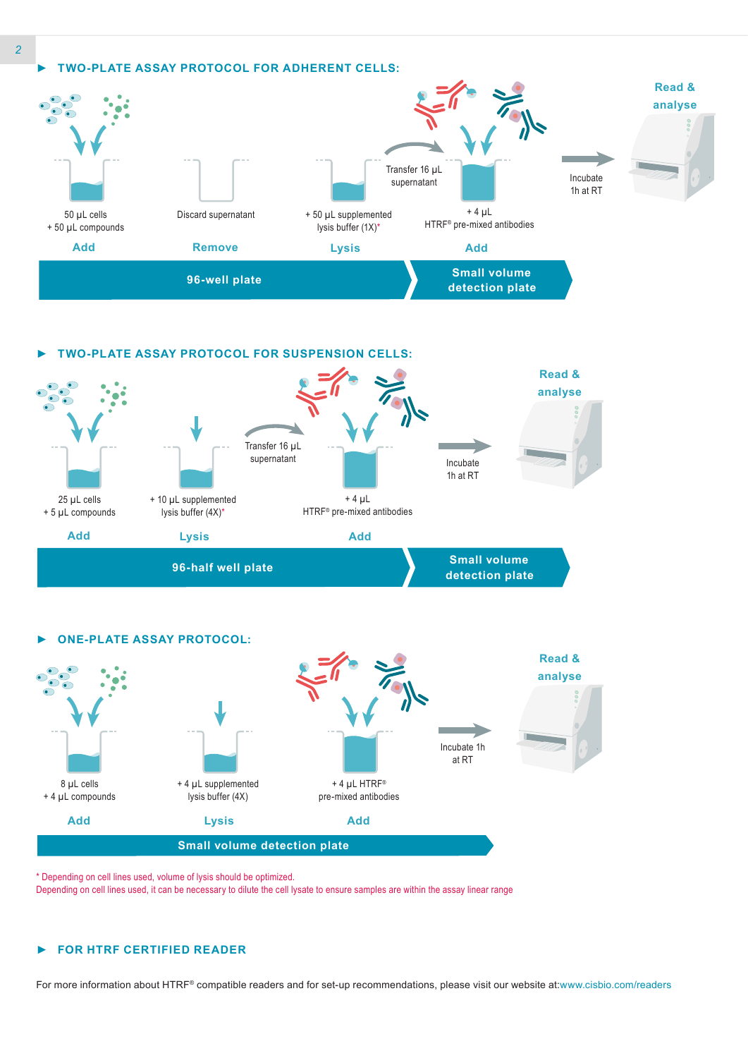## TWO-PLATE ASSAY PROTOCOL FOR ADHERENT CELLS:

**Add**
50 µL cells
+ 50 µL compounds

**Remove**
Discard supernatant

**Lysis**
+ 50 µL supplemented lysis buffer (1X)*

Transfer 16 µL supernatant

**Add**
+ 4 µL
HTRF® pre-mixed antibodies

Incubate 1h at RT

**Read & analyse**

**96-well plate** | **Small volume detection plate**

## TWO-PLATE ASSAY PROTOCOL FOR SUSPENSION CELLS:

**Add**
25 µL cells
+ 5 µL compounds

**Lysis**
+ 10 µL supplemented lysis buffer (4X)*

Transfer 16 µL supernatant

**Add**
+ 4 µL
HTRF® pre-mixed antibodies

Incubate 1h at RT

**Read & analyse**

**96-half well plate** | **Small volume detection plate**

## ONE-PLATE ASSAY PROTOCOL:

**Add**
8 µL cells
+ 4 µL compounds

**Lysis**
+ 4 µL supplemented lysis buffer (4X)

**Add**
+ 4 µL HTRF®
pre-mixed antibodies

Incubate 1h at RT

**Read & analyse**

**Small volume detection plate**

* Depending on cell lines used, volume of lysis should be optimized.
Depending on cell lines used, it can be necessary to dilute the cell lysate to ensure samples are within the assay linear range

## FOR HTRF CERTIFIED READER

For more information about HTRF® compatible readers and for set-up recommendations, please visit our website at:www.cisbio.com/readers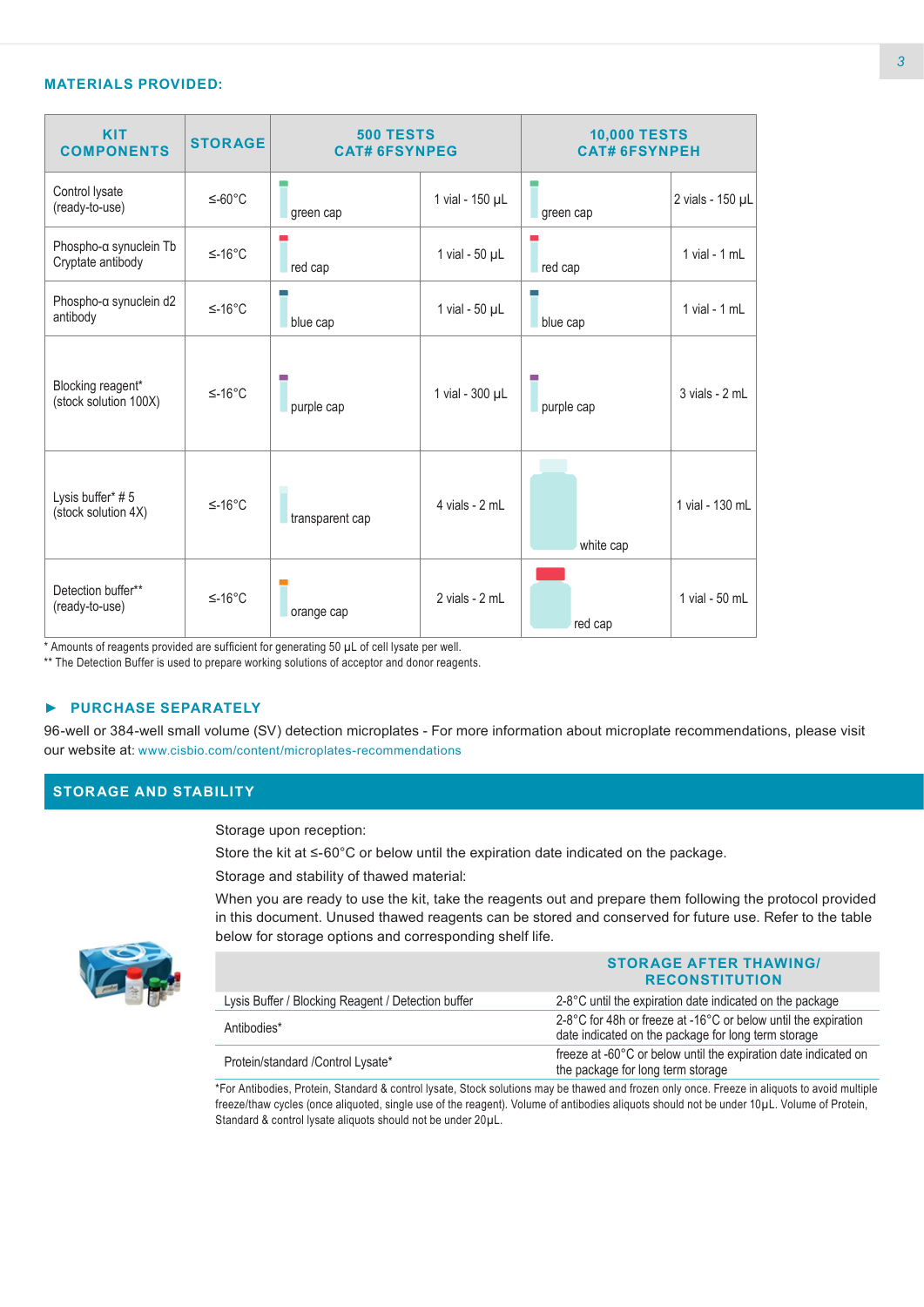## MATERIALS PROVIDED:

| KIT COMPONENTS | STORAGE | 500 TESTS CAT# 6FSYNPEG | | 10,000 TESTS CAT# 6FSYNPEH | |
|---|---|---|---|---|---|
| Control lysate (ready-to-use) | ≤-60°C | green cap | 1 vial - 150 µL | green cap | 2 vials - 150 µL |
| Phospho-α synuclein Tb Cryptate antibody | ≤-16°C | red cap | 1 vial - 50 µL | red cap | 1 vial - 1 mL |
| Phospho-α synuclein d2 antibody | ≤-16°C | blue cap | 1 vial - 50 µL | blue cap | 1 vial - 1 mL |
| Blocking reagent* (stock solution 100X) | ≤-16°C | purple cap | 1 vial - 300 µL | purple cap | 3 vials - 2 mL |
| Lysis buffer* # 5 (stock solution 4X) | ≤-16°C | transparent cap | 4 vials - 2 mL | white cap | 1 vial - 130 mL |
| Detection buffer** (ready-to-use) | ≤-16°C | orange cap | 2 vials - 2 mL | red cap | 1 vial - 50 mL |

\* Amounts of reagents provided are sufficient for generating 50 µL of cell lysate per well.
\*\* The Detection Buffer is used to prepare working solutions of acceptor and donor reagents.

### ► PURCHASE SEPARATELY

96-well or 384-well small volume (SV) detection microplates - For more information about microplate recommendations, please visit our website at: www.cisbio.com/content/microplates-recommendations

## STORAGE AND STABILITY

Storage upon reception:

Store the kit at ≤-60°C or below until the expiration date indicated on the package.

Storage and stability of thawed material:

When you are ready to use the kit, take the reagents out and prepare them following the protocol provided in this document. Unused thawed reagents can be stored and conserved for future use. Refer to the table below for storage options and corresponding shelf life.

| | STORAGE AFTER THAWING/ RECONSTITUTION |
|---|---|
| Lysis Buffer / Blocking Reagent / Detection buffer | 2-8°C until the expiration date indicated on the package |
| Antibodies* | 2-8°C for 48h or freeze at -16°C or below until the expiration date indicated on the package for long term storage |
| Protein/standard /Control Lysate* | freeze at -60°C or below until the expiration date indicated on the package for long term storage |

*For Antibodies, Protein, Standard & control lysate, Stock solutions may be thawed and frozen only once. Freeze in aliquots to avoid multiple freeze/thaw cycles (once aliquoted, single use of the reagent). Volume of antibodies aliquots should not be under 10µL. Volume of Protein, Standard & control lysate aliquots should not be under 20µL.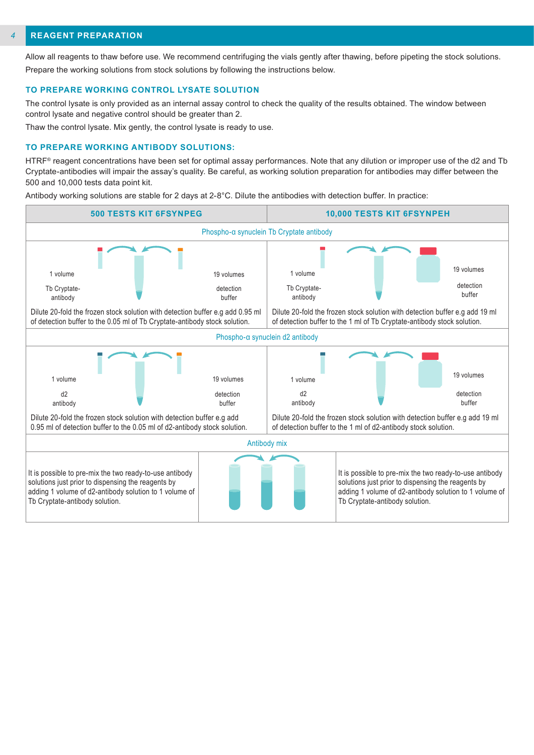## 4 REAGENT PREPARATION

Allow all reagents to thaw before use. We recommend centrifuging the vials gently after thawing, before pipeting the stock solutions. Prepare the working solutions from stock solutions by following the instructions below.

### TO PREPARE WORKING CONTROL LYSATE SOLUTION

The control lysate is only provided as an internal assay control to check the quality of the results obtained. The window between control lysate and negative control should be greater than 2.

Thaw the control lysate. Mix gently, the control lysate is ready to use.

### TO PREPARE WORKING ANTIBODY SOLUTIONS:

HTRF® reagent concentrations have been set for optimal assay performances. Note that any dilution or improper use of the d2 and Tb Cryptate-antibodies will impair the assay's quality. Be careful, as working solution preparation for antibodies may differ between the 500 and 10,000 tests data point kit.

Antibody working solutions are stable for 2 days at 2-8°C. Dilute the antibodies with detection buffer. In practice:

| 500 TESTS KIT 6FSYNPEG | 10,000 TESTS KIT 6FSYNPEH |
|---|---|
| **Phospho-α synuclein Tb Cryptate antibody** | |
| 1 volume Tb Cryptate-antibody; 19 volumes detection buffer | 1 volume Tb Cryptate-antibody; 19 volumes detection buffer |
| Dilute 20-fold the frozen stock solution with detection buffer e.g add 0.95 ml of detection buffer to the 0.05 ml of Tb Cryptate-antibody stock solution. | Dilute 20-fold the frozen stock solution with detection buffer e.g add 19 ml of detection buffer to the 1 ml of Tb Cryptate-antibody stock solution. |
| **Phospho-α synuclein d2 antibody** | |
| 1 volume d2 antibody; 19 volumes detection buffer | 1 volume d2 antibody; 19 volumes detection buffer |
| Dilute 20-fold the frozen stock solution with detection buffer e.g add 0.95 ml of detection buffer to the 0.05 ml of d2-antibody stock solution. | Dilute 20-fold the frozen stock solution with detection buffer e.g add 19 ml of detection buffer to the 1 ml of d2-antibody stock solution. |
| **Antibody mix** | |
| It is possible to pre-mix the two ready-to-use antibody solutions just prior to dispensing the reagents by adding 1 volume of d2-antibody solution to 1 volume of Tb Cryptate-antibody solution. | It is possible to pre-mix the two ready-to-use antibody solutions just prior to dispensing the reagents by adding 1 volume of d2-antibody solution to 1 volume of Tb Cryptate-antibody solution. |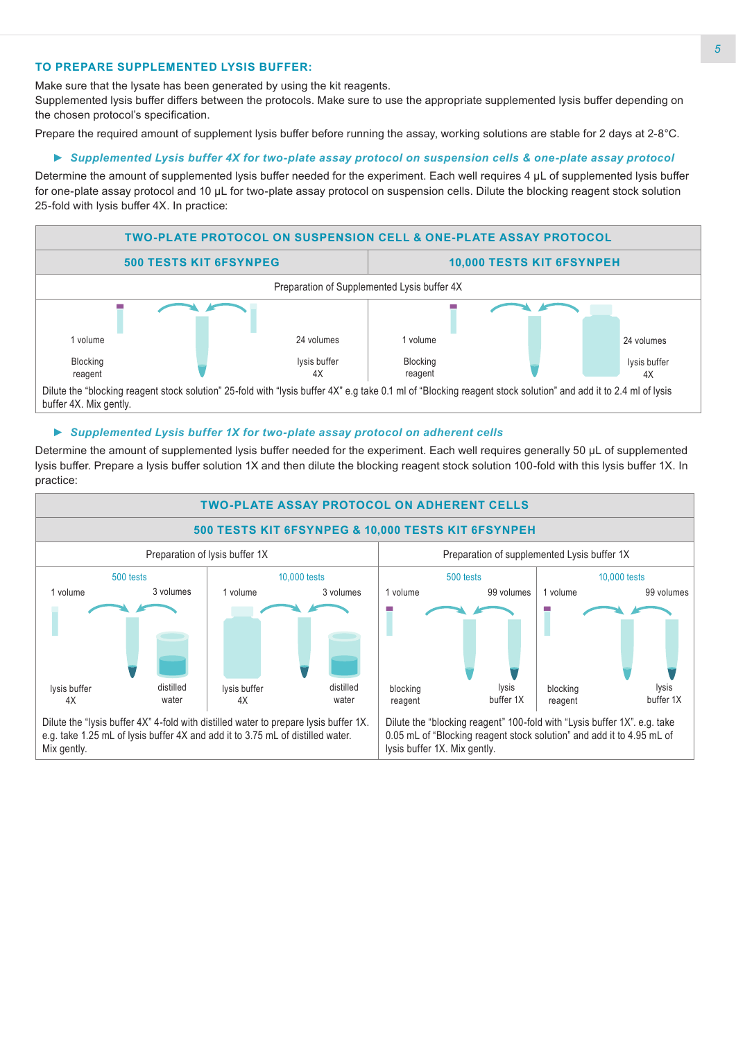### TO PREPARE SUPPLEMENTED LYSIS BUFFER:

Make sure that the lysate has been generated by using the kit reagents.
Supplemented lysis buffer differs between the protocols. Make sure to use the appropriate supplemented lysis buffer depending on the chosen protocol's specification.

Prepare the required amount of supplement lysis buffer before running the assay, working solutions are stable for 2 days at 2-8°C.

► ***Supplemented Lysis buffer 4X for two-plate assay protocol on suspension cells & one-plate assay protocol***

Determine the amount of supplemented lysis buffer needed for the experiment. Each well requires 4 µL of supplemented lysis buffer for one-plate assay protocol and 10 µL for two-plate assay protocol on suspension cells. Dilute the blocking reagent stock solution 25-fold with lysis buffer 4X. In practice:

| TWO-PLATE PROTOCOL ON SUSPENSION CELL & ONE-PLATE ASSAY PROTOCOL | | | |
|---|---|---|---|
| **500 TESTS KIT 6FSYNPEG** | | **10,000 TESTS KIT 6FSYNPEH** | |
| Preparation of Supplemented Lysis buffer 4X | | | |
| 1 volume<br>Blocking reagent | 24 volumes<br>lysis buffer 4X | 1 volume<br>Blocking reagent | 24 volumes<br>lysis buffer 4X |
| Dilute the "blocking reagent stock solution" 25-fold with "lysis buffer 4X" e.g take 0.1 ml of "Blocking reagent stock solution" and add it to 2.4 ml of lysis buffer 4X. Mix gently. | | | |

► ***Supplemented Lysis buffer 1X for two-plate assay protocol on adherent cells***

Determine the amount of supplemented lysis buffer needed for the experiment. Each well requires generally 50 µL of supplemented lysis buffer. Prepare a lysis buffer solution 1X and then dilute the blocking reagent stock solution 100-fold with this lysis buffer 1X. In practice:

| TWO-PLATE ASSAY PROTOCOL ON ADHERENT CELLS | | | |
|---|---|---|---|
| **500 TESTS KIT 6FSYNPEG & 10,000 TESTS KIT 6FSYNPEH** | | | |
| Preparation of lysis buffer 1X | | Preparation of supplemented Lysis buffer 1X | |
| 500 tests | 10,000 tests | 500 tests | 10,000 tests |
| 1 volume lysis buffer 4X<br>3 volumes distilled water | 1 volume lysis buffer 4X<br>3 volumes distilled water | 1 volume blocking reagent<br>99 volumes lysis buffer 1X | 1 volume blocking reagent<br>99 volumes lysis buffer 1X |
| Dilute the "lysis buffer 4X" 4-fold with distilled water to prepare lysis buffer 1X. e.g. take 1.25 mL of lysis buffer 4X and add it to 3.75 mL of distilled water. Mix gently. | | Dilute the "blocking reagent" 100-fold with "Lysis buffer 1X". e.g. take 0.05 mL of "Blocking reagent stock solution" and add it to 4.95 mL of lysis buffer 1X. Mix gently. | |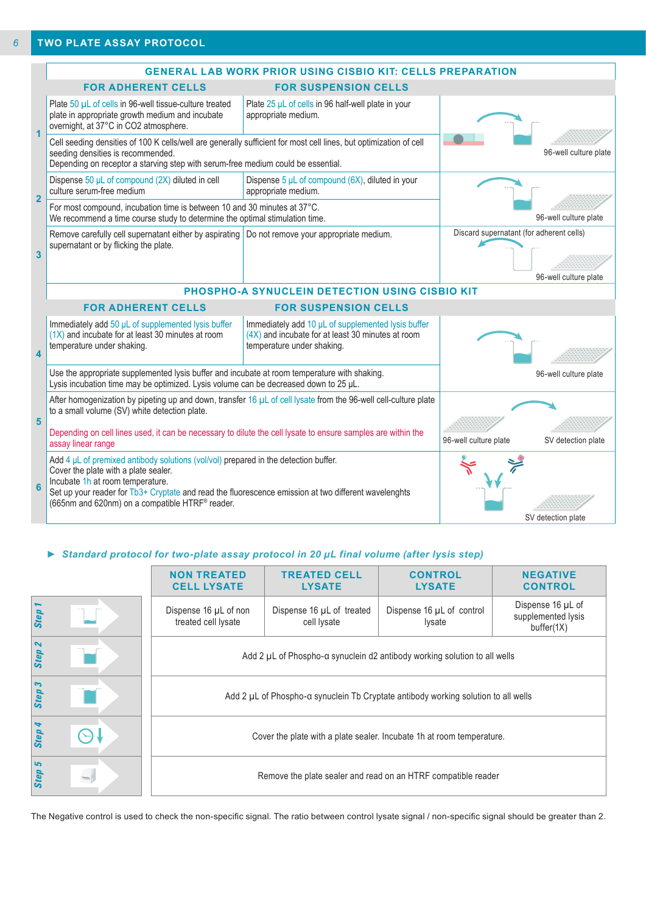## TWO PLATE ASSAY PROTOCOL

### GENERAL LAB WORK PRIOR USING CISBIO KIT: CELLS PREPARATION

| | FOR ADHERENT CELLS | FOR SUSPENSION CELLS | |
|---|---|---|---|
| 1 | Plate 50 µL of cells in 96-well tissue-culture treated plate in appropriate growth medium and incubate overnight, at 37°C in CO2 atmosphere. | Plate 25 µL of cells in 96 half-well plate in your appropriate medium. | 96-well culture plate |
| | Cell seeding densities of 100 K cells/well are generally sufficient for most cell lines, but optimization of cell seeding densities is recommended. Depending on receptor a starving step with serum-free medium could be essential. | | |
| 2 | Dispense 50 µL of compound (2X) diluted in cell culture serum-free medium | Dispense 5 µL of compound (6X), diluted in your appropriate medium. | 96-well culture plate |
| | For most compound, incubation time is between 10 and 30 minutes at 37°C. We recommend a time course study to determine the optimal stimulation time. | | |
| 3 | Remove carefully cell supernatant either by aspirating supernatant or by flicking the plate. | Do not remove your appropriate medium. | Discard supernatant (for adherent cells) 96-well culture plate |

### PHOSPHO-A SYNUCLEIN DETECTION USING CISBIO KIT

| | FOR ADHERENT CELLS | FOR SUSPENSION CELLS | |
|---|---|---|---|
| 4 | Immediately add 50 µL of supplemented lysis buffer (1X) and incubate for at least 30 minutes at room temperature under shaking. | Immediately add 10 µL of supplemented lysis buffer (4X) and incubate for at least 30 minutes at room temperature under shaking. | 96-well culture plate |
| | Use the appropriate supplemented lysis buffer and incubate at room temperature with shaking. Lysis incubation time may be optimized. Lysis volume can be decreased down to 25 µL. | | |
| 5 | After homogenization by pipeting up and down, transfer 16 µL of cell lysate from the 96-well cell-culture plate to a small volume (SV) white detection plate. Depending on cell lines used, it can be necessary to dilute the cell lysate to ensure samples are within the assay linear range | | 96-well culture plate → SV detection plate |
| 6 | Add 4 µL of premixed antibody solutions (vol/vol) prepared in the detection buffer. Cover the plate with a plate sealer. Incubate 1h at room temperature. Set up your reader for Tb3+ Cryptate and read the fluorescence emission at two different wavelenghts (665nm and 620nm) on a compatible HTRF® reader. | | SV detection plate |

► ***Standard protocol for two-plate assay protocol in 20 µL final volume (after lysis step)***

| | NON TREATED CELL LYSATE | TREATED CELL LYSATE | CONTROL LYSATE | NEGATIVE CONTROL |
|---|---|---|---|---|
| Step 1 | Dispense 16 µL of non treated cell lysate | Dispense 16 µL of treated cell lysate | Dispense 16 µL of control lysate | Dispense 16 µL of supplemented lysis buffer(1X) |
| Step 2 | Add 2 µL of Phospho-α synuclein d2 antibody working solution to all wells | | | |
| Step 3 | Add 2 µL of Phospho-α synuclein Tb Cryptate antibody working solution to all wells | | | |
| Step 4 | Cover the plate with a plate sealer. Incubate 1h at room temperature. | | | |
| Step 5 | Remove the plate sealer and read on an HTRF compatible reader | | | |

The Negative control is used to check the non-specific signal. The ratio between control lysate signal / non-specific signal should be greater than 2.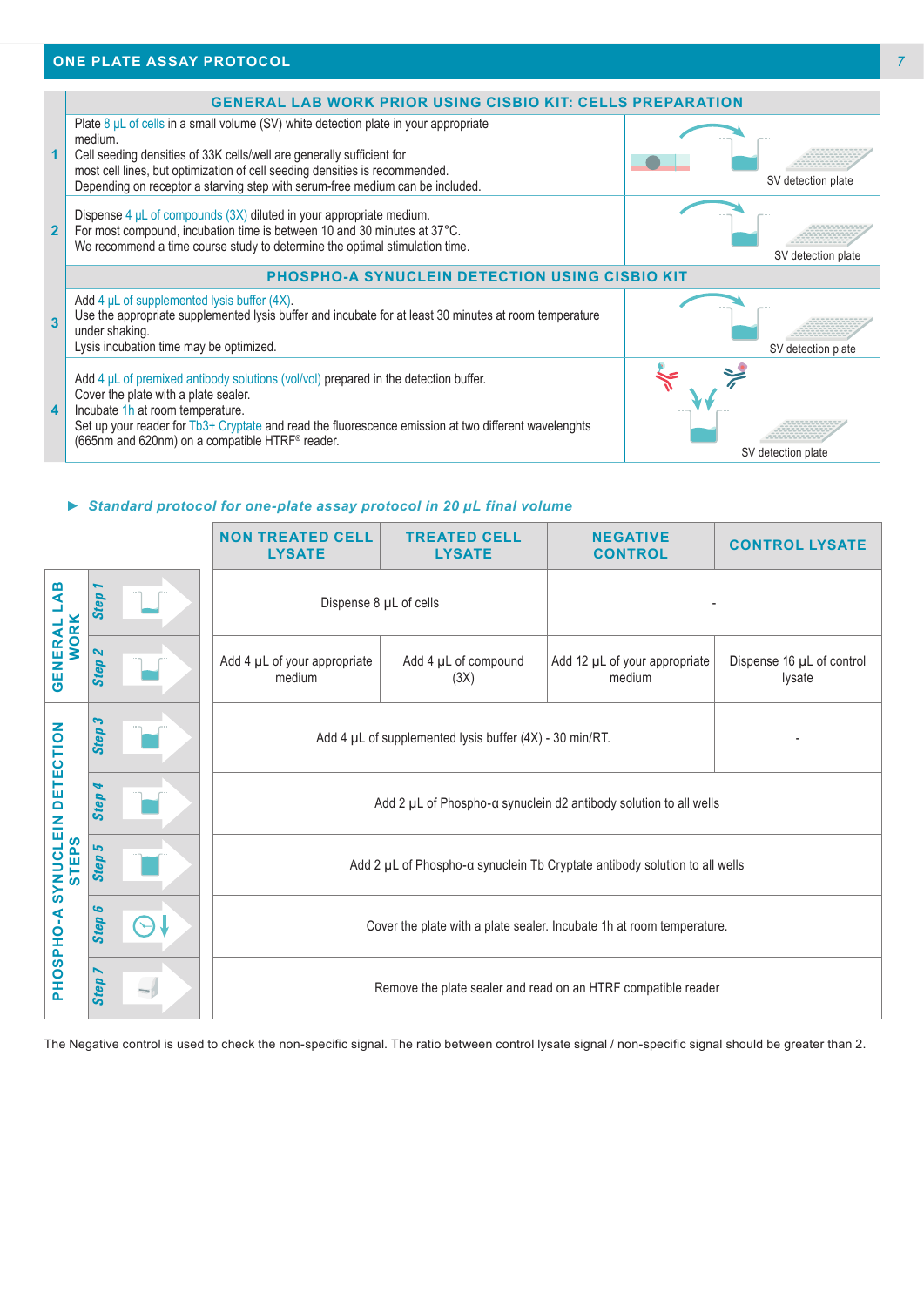## ONE PLATE ASSAY PROTOCOL

### GENERAL LAB WORK PRIOR USING CISBIO KIT: CELLS PREPARATION

| | | |
|---|---|---|
| 1 | Plate 8 µL of cells in a small volume (SV) white detection plate in your appropriate medium.<br>Cell seeding densities of 33K cells/well are generally sufficient for most cell lines, but optimization of cell seeding densities is recommended.<br>Depending on receptor a starving step with serum-free medium can be included. | SV detection plate |
| 2 | Dispense 4 µL of compounds (3X) diluted in your appropriate medium.<br>For most compound, incubation time is between 10 and 30 minutes at 37°C.<br>We recommend a time course study to determine the optimal stimulation time. | SV detection plate |

### PHOSPHO-A SYNUCLEIN DETECTION USING CISBIO KIT

| | | |
|---|---|---|
| 3 | Add 4 µL of supplemented lysis buffer (4X).<br>Use the appropriate supplemented lysis buffer and incubate for at least 30 minutes at room temperature under shaking.<br>Lysis incubation time may be optimized. | SV detection plate |
| 4 | Add 4 µL of premixed antibody solutions (vol/vol) prepared in the detection buffer.<br>Cover the plate with a plate sealer.<br>Incubate 1h at room temperature.<br>Set up your reader for Tb3+ Cryptate and read the fluorescence emission at two different wavelenghts (665nm and 620nm) on a compatible HTRF® reader. | SV detection plate |

▶ *Standard protocol for one-plate assay protocol in 20 µL final volume*

| | | NON TREATED CELL LYSATE | TREATED CELL LYSATE | NEGATIVE CONTROL | CONTROL LYSATE |
|---|---|---|---|---|---|
| GENERAL LAB WORK | Step 1 | Dispense 8 µL of cells | | - | |
| | Step 2 | Add 4 µL of your appropriate medium | Add 4 µL of compound (3X) | Add 12 µL of your appropriate medium | Dispense 16 µL of control lysate |
| PHOSPHO-A SYNUCLEIN DETECTION STEPS | Step 3 | Add 4 µL of supplemented lysis buffer (4X) - 30 min/RT. | | | - |
| | Step 4 | Add 2 µL of Phospho-α synuclein d2 antibody solution to all wells | | | |
| | Step 5 | Add 2 µL of Phospho-α synuclein Tb Cryptate antibody solution to all wells | | | |
| | Step 6 | Cover the plate with a plate sealer. Incubate 1h at room temperature. | | | |
| | Step 7 | Remove the plate sealer and read on an HTRF compatible reader | | | |

The Negative control is used to check the non-specific signal. The ratio between control lysate signal / non-specific signal should be greater than 2.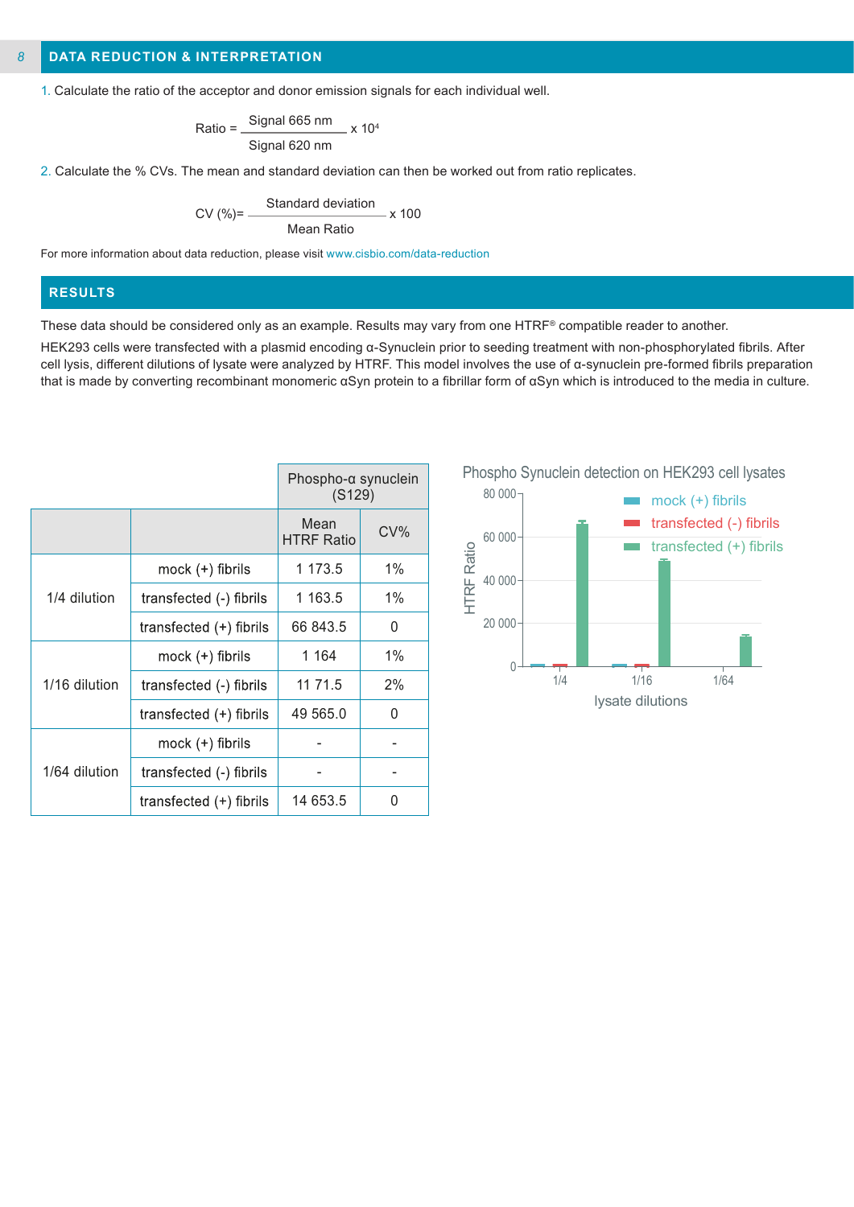## DATA REDUCTION & INTERPRETATION

1. Calculate the ratio of the acceptor and donor emission signals for each individual well.

$$\text{Ratio} = \frac{\text{Signal 665 nm}}{\text{Signal 620 nm}} \times 10^4$$

2. Calculate the % CVs. The mean and standard deviation can then be worked out from ratio replicates.

$$\text{CV (\%)} = \frac{\text{Standard deviation}}{\text{Mean Ratio}} \times 100$$

For more information about data reduction, please visit www.cisbio.com/data-reduction

## RESULTS

These data should be considered only as an example. Results may vary from one HTRF® compatible reader to another.

HEK293 cells were transfected with a plasmid encoding α-Synuclein prior to seeding treatment with non-phosphorylated fibrils. After cell lysis, different dilutions of lysate were analyzed by HTRF. This model involves the use of α-synuclein pre-formed fibrils preparation that is made by converting recombinant monomeric αSyn protein to a fibrillar form of αSyn which is introduced to the media in culture.

| | | Phospho-α synuclein (S129) | |
|---|---|---|---|
| | | Mean HTRF Ratio | CV% |
| 1/4 dilution | mock (+) fibrils | 1 173.5 | 1% |
| | transfected (-) fibrils | 1 163.5 | 1% |
| | transfected (+) fibrils | 66 843.5 | 0 |
| 1/16 dilution | mock (+) fibrils | 1 164 | 1% |
| | transfected (-) fibrils | 11 71.5 | 2% |
| | transfected (+) fibrils | 49 565.0 | 0 |
| 1/64 dilution | mock (+) fibrils | - | - |
| | transfected (-) fibrils | - | - |
| | transfected (+) fibrils | 14 653.5 | 0 |

Phospho Synuclein detection on HEK293 cell lysates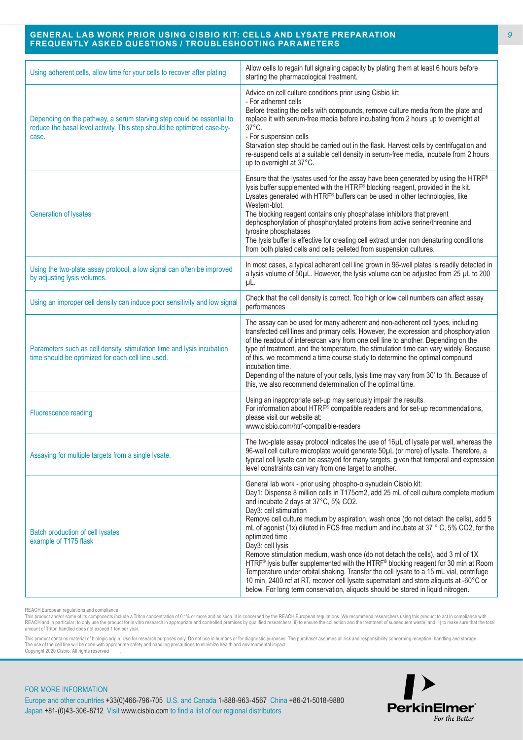## GENERAL LAB WORK PRIOR USING CISBIO KIT: CELLS AND LYSATE PREPARATION FREQUENTLY ASKED QUESTIONS / TROUBLESHOOTING PARAMETERS

| | |
|---|---|
| Using adherent cells, allow time for your cells to recover after plating | Allow cells to regain full signaling capacity by plating them at least 6 hours before starting the pharmacological treatment. |
| Depending on the pathway, a serum starving step could be essential to reduce the basal level activity. This step should be optimized case-by-case. | Advice on cell culture conditions prior using Cisbio kit:<br>- For adherent cells<br>Before treating the cells with compounds, remove culture media from the plate and replace it with serum-free media before incubating from 2 hours up to overnight at 37°C.<br>- For suspension cells<br>Starvation step should be carried out in the flask. Harvest cells by centrifugation and re-suspend cells at a suitable cell density in serum-free media, incubate from 2 hours up to overnight at 37°C. |
| Generation of lysates | Ensure that the lysates used for the assay have been generated by using the HTRF® lysis buffer supplemented with the HTRF® blocking reagent, provided in the kit. Lysates generated with HTRF® buffers can be used in other technologies, like Western-blot.<br>The blocking reagent contains only phosphatase inhibitors that prevent dephosphorylation of phosphorylated proteins from active serine/threonine and tyrosine phosphatases<br>The lysis buffer is effective for creating cell extract under non denaturing conditions from both plated cells and cells pelleted from suspension cultures. |
| Using the two-plate assay protocol, a low signal can often be improved by adjusting lysis volumes. | In most cases, a typical adherent cell line grown in 96-well plates is readily detected in a lysis volume of 50µL. However, the lysis volume can be adjusted from 25 µL to 200 µL. |
| Using an improper cell density can induce poor sensitivity and low signal | Check that the cell density is correct. Too high or low cell numbers can affect assay performances |
| Parameters such as cell density, stimulation time and lysis incubation time should be optimized for each cell line used. | The assay can be used for many adherent and non-adherent cell types, including transfected cell lines and primary cells. However, the expression and phosphorylation of the readout of interesrcan vary from one cell line to another. Depending on the type of treatment, and the temperature, the stimulation time can vary widely. Because of this, we recommend a time course study to determine the optimal compound incubation time.<br>Depending of the nature of your cells, lysis time may vary from 30' to 1h. Because of this, we also recommend determination of the optimal time. |
| Fluorescence reading | Using an inappropriate set-up may seriously impair the results.<br>For information about HTRF® compatible readers and for set-up recommendations, please visit our website at:<br>www.cisbio.com/htrf-compatible-readers |
| Assaying for multiple targets from a single lysate. | The two-plate assay protocol indicates the use of 16µL of lysate per well, whereas the 96-well cell culture microplate would generate 50µL (or more) of lysate. Therefore, a typical cell lysate can be assayed for many targets, given that temporal and expression level constraints can vary from one target to another. |
| Batch production of cell lysates<br>example of T175 flask | General lab work - prior using phospho-α synuclein Cisbio kit:<br>Day1: Dispense 8 million cells in T175cm2, add 25 mL of cell culture complete medium and incubate 2 days at 37°C, 5% $CO_2$.<br>Day3: cell stimulation<br>Remove cell culture medium by aspiration, wash once (do not detach the cells), add 5 mL of agonist (1x) diluted in FCS free medium and incubate at 37 ° C, 5% $CO_2$, for the optimized time .<br>Day3: cell lysis<br>Remove stimulation medium, wash once (do not detach the cells), add 3 ml of 1X HTRF® lysis buffer supplemented with the HTRF® blocking reagent for 30 min at Room Temperature under orbital shaking. Transfer the cell lysate to a 15 mL vial, centrifuge 10 min, 2400 rcf at RT, recover cell lysate supernatant and store aliquots at -60°C or below. For long term conservation, aliquots should be stored in liquid nitrogen. |

REACH European regulations and compliance
This product and/or some of its components include a Triton concentration of 0.1% or more and as such, it is concerned by the REACH European regulations. We recommend researchers using this product to act in compliance with REACH and in particular: to only use the product for in vitro research in appropriate and controlled premises by qualified researchers, ii) to ensure the collection and the treatment of subsequent waste, and iii) to make sure that the total amount of Triton handled does not exceed 1 ton per year.

This product contains material of biologic origin. Use for research purposes only. Do not use in humans or for diagnostic purposes. The purchaser assumes all risk and responsibility concerning reception, handling and storage. The use of the cell line will be done with appropriate safety and handling precautions to minimize health and environmental impact. .
Copyright 2020 Cisbio. All rights reserved

FOR MORE INFORMATION
Europe and other countries +33(0)466-796-705 U.S. and Canada 1-888-963-4567 China +86-21-5018-9880
Japan +81-(0)43-306-8712 Visit www.cisbio.com to find a list of our regional distributors

PerkinElmer®
For the Better